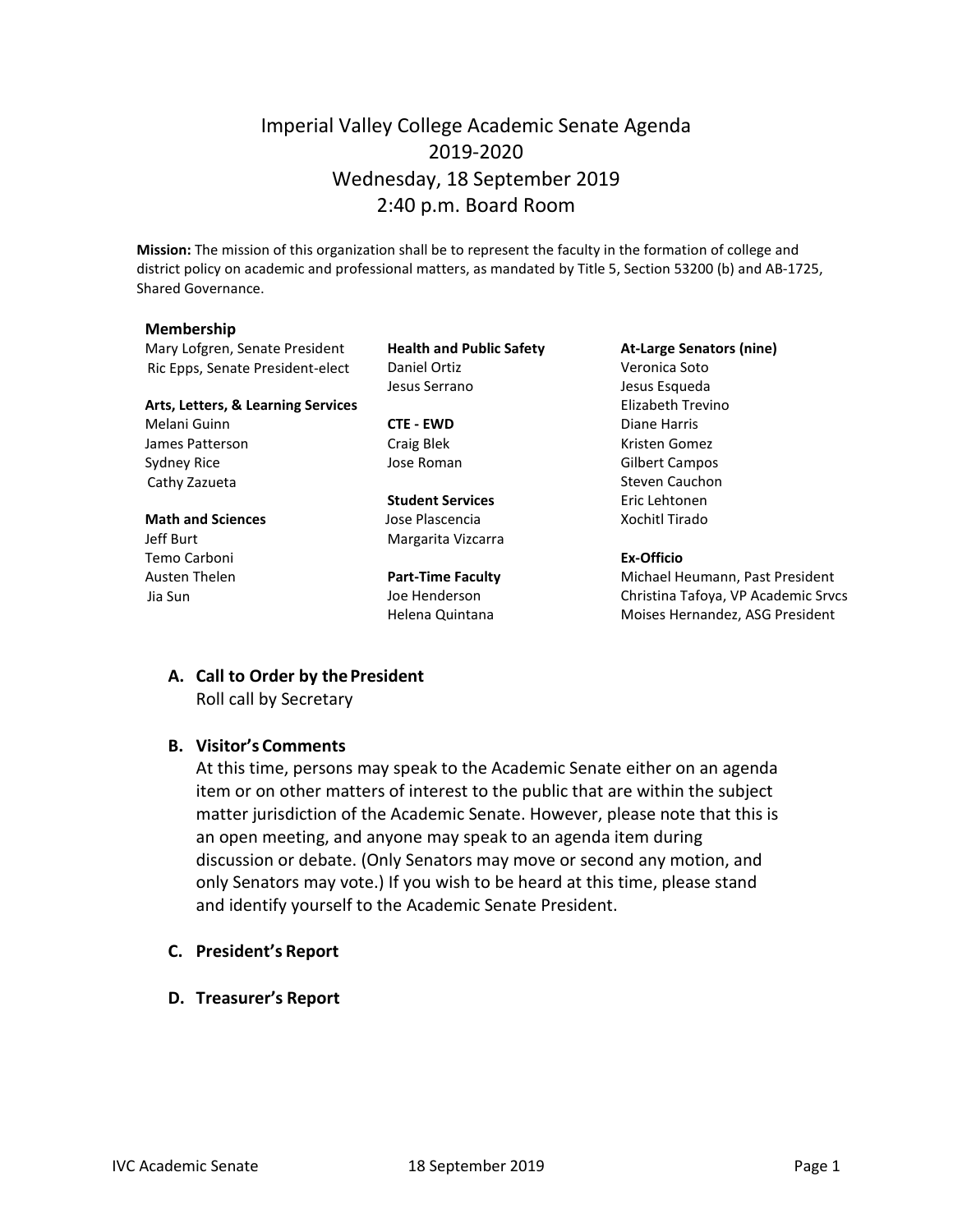# Imperial Valley College Academic Senate Agenda
## 2019-2020
## Wednesday, 18 September 2019
## 2:40 p.m. Board Room

**Mission:** The mission of this organization shall be to represent the faculty in the formation of college and district policy on academic and professional matters, as mandated by Title 5, Section 53200 (b) and AB-1725, Shared Governance.

**Membership**

Mary Lofgren, Senate President
Ric Epps, Senate President-elect

**Arts, Letters, & Learning Services**
Melani Guinn
James Patterson
Sydney Rice
Cathy Zazueta

**Math and Sciences**
Jeff Burt
Temo Carboni
Austen Thelen
Jia Sun

**Health and Public Safety**
Daniel Ortiz
Jesus Serrano

**CTE - EWD**
Craig Blek
Jose Roman

**Student Services**
Jose Plascencia
Margarita Vizcarra

**Part-Time Faculty**
Joe Henderson
Helena Quintana

**At-Large Senators (nine)**
Veronica Soto
Jesus Esqueda
Elizabeth Trevino
Diane Harris
Kristen Gomez
Gilbert Campos
Steven Cauchon
Eric Lehtonen
Xochitl Tirado

**Ex-Officio**
Michael Heumann, Past President
Christina Tafoya, VP Academic Srvcs
Moises Hernandez, ASG President

### A. Call to Order by the President

Roll call by Secretary

### B. Visitor's Comments

At this time, persons may speak to the Academic Senate either on an agenda item or on other matters of interest to the public that are within the subject matter jurisdiction of the Academic Senate. However, please note that this is an open meeting, and anyone may speak to an agenda item during discussion or debate. (Only Senators may move or second any motion, and only Senators may vote.) If you wish to be heard at this time, please stand and identify yourself to the Academic Senate President.

### C. President's Report

### D. Treasurer's Report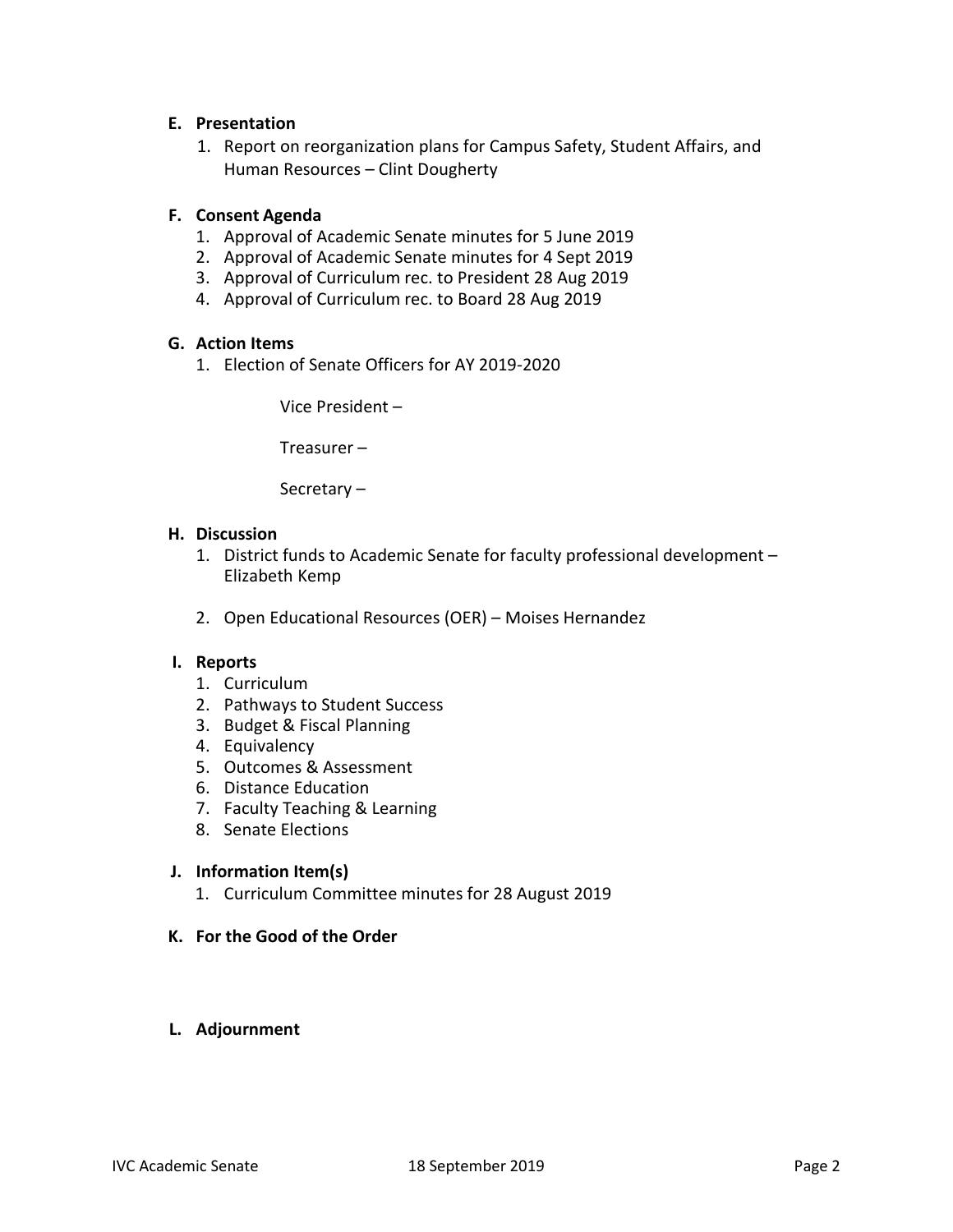**E. Presentation**

1. Report on reorganization plans for Campus Safety, Student Affairs, and Human Resources – Clint Dougherty

**F. Consent Agenda**

1. Approval of Academic Senate minutes for 5 June 2019
2. Approval of Academic Senate minutes for 4 Sept 2019
3. Approval of Curriculum rec. to President 28 Aug 2019
4. Approval of Curriculum rec. to Board 28 Aug 2019

**G. Action Items**

1. Election of Senate Officers for AY 2019-2020

    Vice President –

    Treasurer –

    Secretary –

**H. Discussion**

1. District funds to Academic Senate for faculty professional development – Elizabeth Kemp
2. Open Educational Resources (OER) – Moises Hernandez

**I. Reports**

1. Curriculum
2. Pathways to Student Success
3. Budget & Fiscal Planning
4. Equivalency
5. Outcomes & Assessment
6. Distance Education
7. Faculty Teaching & Learning
8. Senate Elections

**J. Information Item(s)**

1. Curriculum Committee minutes for 28 August 2019

**K. For the Good of the Order**

**L. Adjournment**